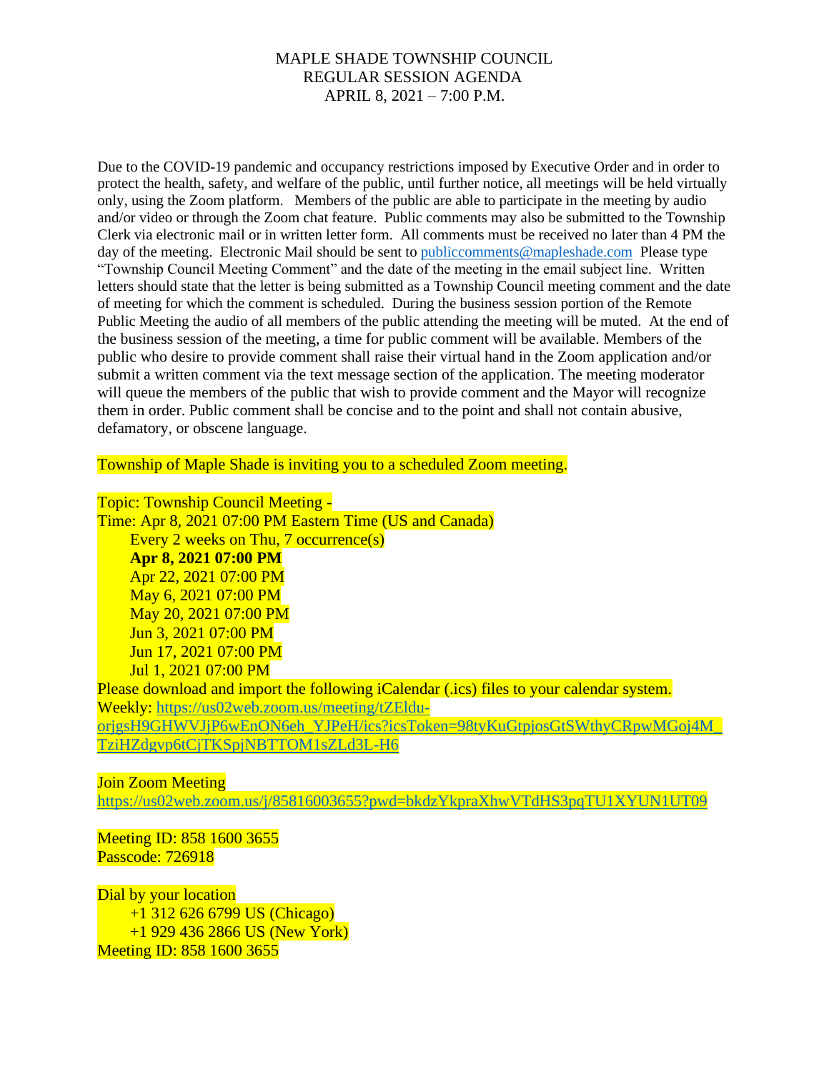# MAPLE SHADE TOWNSHIP COUNCIL
## REGULAR SESSION AGENDA
## APRIL 8, 2021 – 7:00 P.M.

Due to the COVID-19 pandemic and occupancy restrictions imposed by Executive Order and in order to protect the health, safety, and welfare of the public, until further notice, all meetings will be held virtually only, using the Zoom platform. Members of the public are able to participate in the meeting by audio and/or video or through the Zoom chat feature. Public comments may also be submitted to the Township Clerk via electronic mail or in written letter form. All comments must be received no later than 4 PM the day of the meeting. Electronic Mail should be sent to publiccomments@mapleshade.com Please type "Township Council Meeting Comment" and the date of the meeting in the email subject line. Written letters should state that the letter is being submitted as a Township Council meeting comment and the date of meeting for which the comment is scheduled. During the business session portion of the Remote Public Meeting the audio of all members of the public attending the meeting will be muted. At the end of the business session of the meeting, a time for public comment will be available. Members of the public who desire to provide comment shall raise their virtual hand in the Zoom application and/or submit a written comment via the text message section of the application. The meeting moderator will queue the members of the public that wish to provide comment and the Mayor will recognize them in order. Public comment shall be concise and to the point and shall not contain abusive, defamatory, or obscene language.

Township of Maple Shade is inviting you to a scheduled Zoom meeting.

Topic: Township Council Meeting -
Time: Apr 8, 2021 07:00 PM Eastern Time (US and Canada)
Every 2 weeks on Thu, 7 occurrence(s)
**Apr 8, 2021 07:00 PM**
Apr 22, 2021 07:00 PM
May 6, 2021 07:00 PM
May 20, 2021 07:00 PM
Jun 3, 2021 07:00 PM
Jun 17, 2021 07:00 PM
Jul 1, 2021 07:00 PM
Please download and import the following iCalendar (.ics) files to your calendar system.
Weekly: https://us02web.zoom.us/meeting/tZEldu-orjgsH9GHWVJjP6wEnON6eh_YJPeH/ics?icsToken=98tyKuGtpjosGtSWthyCRpwMGoj4M_TziHZdgvp6tCjTKSpjNBTTOM1sZLd3L-H6

Join Zoom Meeting
https://us02web.zoom.us/j/85816003655?pwd=bkdzYkpraXhwVTdHS3pqTU1XYUN1UT09

Meeting ID: 858 1600 3655
Passcode: 726918

Dial by your location
+1 312 626 6799 US (Chicago)
+1 929 436 2866 US (New York)
Meeting ID: 858 1600 3655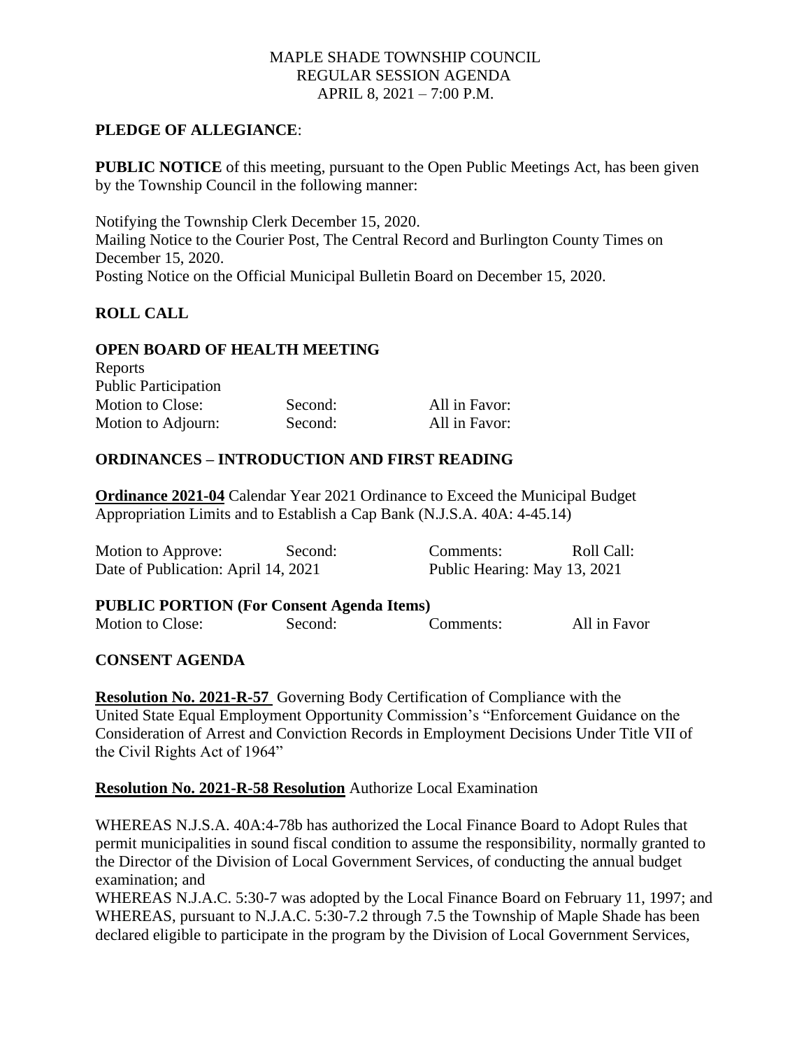MAPLE SHADE TOWNSHIP COUNCIL
REGULAR SESSION AGENDA
APRIL 8, 2021 – 7:00 P.M.

**PLEDGE OF ALLEGIANCE**:

**PUBLIC NOTICE** of this meeting, pursuant to the Open Public Meetings Act, has been given by the Township Council in the following manner:

Notifying the Township Clerk December 15, 2020.
Mailing Notice to the Courier Post, The Central Record and Burlington County Times on December 15, 2020.
Posting Notice on the Official Municipal Bulletin Board on December 15, 2020.

**ROLL CALL**

**OPEN BOARD OF HEALTH MEETING**

Reports
Public Participation

| | | |
|---|---|---|
| Motion to Close: | Second: | All in Favor: |
| Motion to Adjourn: | Second: | All in Favor: |

**ORDINANCES – INTRODUCTION AND FIRST READING**

**Ordinance 2021-04** Calendar Year 2021 Ordinance to Exceed the Municipal Budget Appropriation Limits and to Establish a Cap Bank (N.J.S.A. 40A: 4-45.14)

| | | | |
|---|---|---|---|
| Motion to Approve: | Second: | Comments: | Roll Call: |
| Date of Publication: April 14, 2021 | | Public Hearing: May 13, 2021 | |

**PUBLIC PORTION (For Consent Agenda Items)**

| | | | |
|---|---|---|---|
| Motion to Close: | Second: | Comments: | All in Favor |

**CONSENT AGENDA**

**Resolution No. 2021-R-57** Governing Body Certification of Compliance with the United State Equal Employment Opportunity Commission's "Enforcement Guidance on the Consideration of Arrest and Conviction Records in Employment Decisions Under Title VII of the Civil Rights Act of 1964"

**Resolution No. 2021-R-58 Resolution** Authorize Local Examination

WHEREAS N.J.S.A. 40A:4-78b has authorized the Local Finance Board to Adopt Rules that permit municipalities in sound fiscal condition to assume the responsibility, normally granted to the Director of the Division of Local Government Services, of conducting the annual budget examination; and
WHEREAS N.J.A.C. 5:30-7 was adopted by the Local Finance Board on February 11, 1997; and
WHEREAS, pursuant to N.J.A.C. 5:30-7.2 through 7.5 the Township of Maple Shade has been declared eligible to participate in the program by the Division of Local Government Services,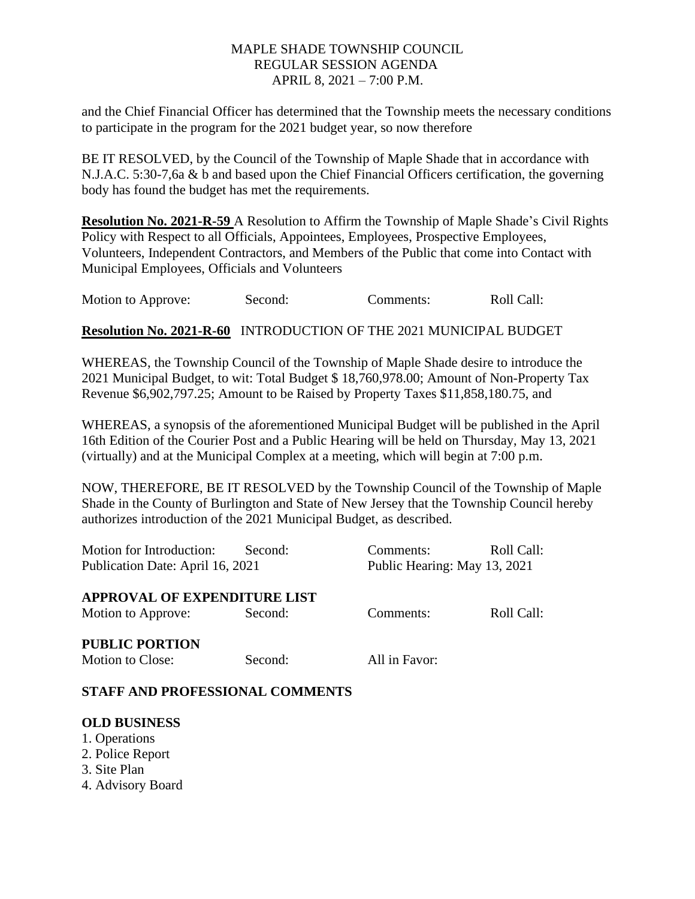and the Chief Financial Officer has determined that the Township meets the necessary conditions to participate in the program for the 2021 budget year, so now therefore

BE IT RESOLVED, by the Council of the Township of Maple Shade that in accordance with N.J.A.C. 5:30-7,6a & b and based upon the Chief Financial Officers certification, the governing body has found the budget has met the requirements.

**Resolution No. 2021-R-59** A Resolution to Affirm the Township of Maple Shade's Civil Rights Policy with Respect to all Officials, Appointees, Employees, Prospective Employees, Volunteers, Independent Contractors, and Members of the Public that come into Contact with Municipal Employees, Officials and Volunteers

Motion to Approve: Second: Comments: Roll Call:

**Resolution No. 2021-R-60** INTRODUCTION OF THE 2021 MUNICIPAL BUDGET

WHEREAS, the Township Council of the Township of Maple Shade desire to introduce the 2021 Municipal Budget, to wit: Total Budget $ 18,760,978.00; Amount of Non-Property Tax Revenue $6,902,797.25; Amount to be Raised by Property Taxes $11,858,180.75, and

WHEREAS, a synopsis of the aforementioned Municipal Budget will be published in the April 16th Edition of the Courier Post and a Public Hearing will be held on Thursday, May 13, 2021 (virtually) and at the Municipal Complex at a meeting, which will begin at 7:00 p.m.

NOW, THEREFORE, BE IT RESOLVED by the Township Council of the Township of Maple Shade in the County of Burlington and State of New Jersey that the Township Council hereby authorizes introduction of the 2021 Municipal Budget, as described.

Motion for Introduction: Second: Comments: Roll Call:
Publication Date: April 16, 2021 Public Hearing: May 13, 2021

**APPROVAL OF EXPENDITURE LIST**

Motion to Approve: Second: Comments: Roll Call:

**PUBLIC PORTION**

Motion to Close: Second: All in Favor:

**STAFF AND PROFESSIONAL COMMENTS**

**OLD BUSINESS**

1. Operations
2. Police Report
3. Site Plan
4. Advisory Board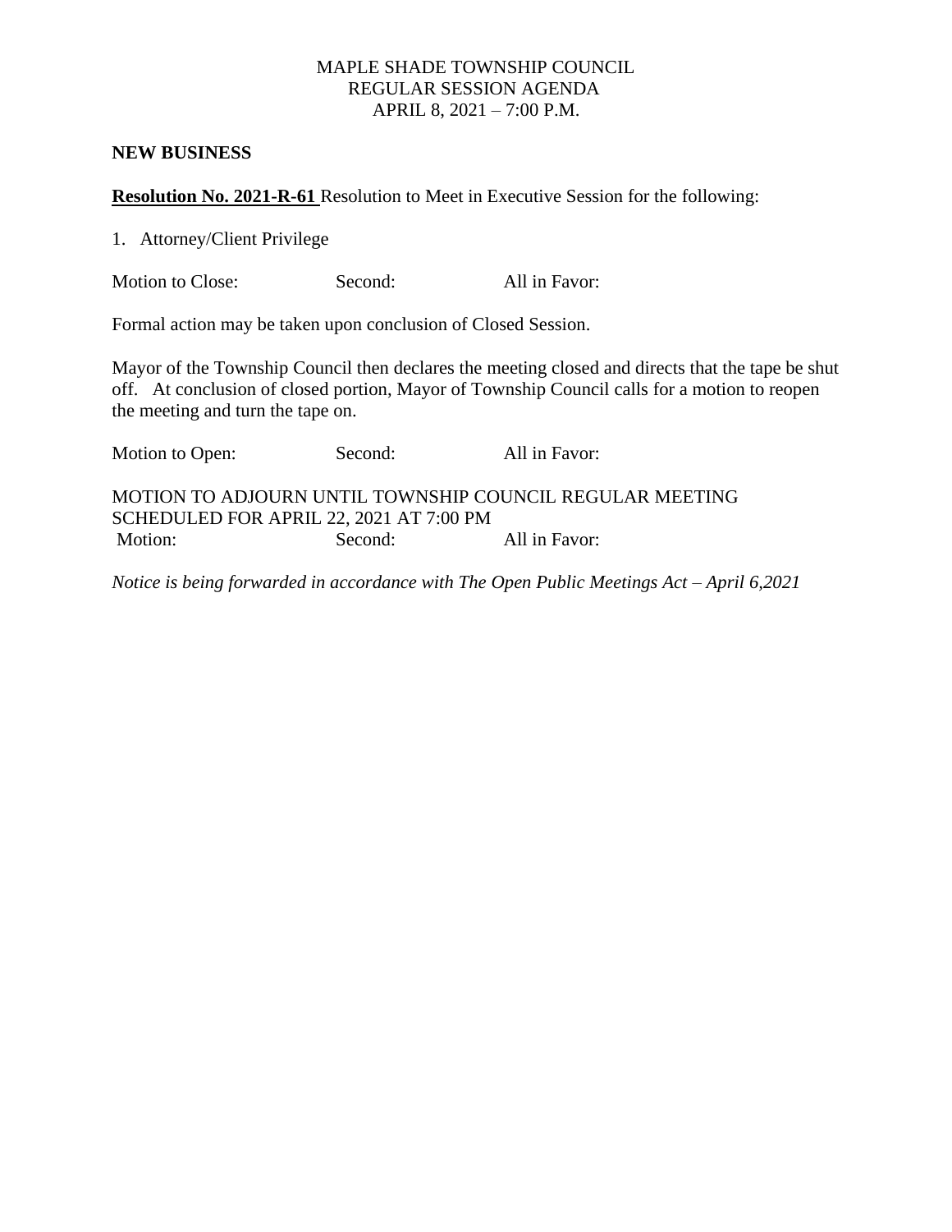MAPLE SHADE TOWNSHIP COUNCIL
REGULAR SESSION AGENDA
APRIL 8, 2021 – 7:00 P.M.

**NEW BUSINESS**

**Resolution No. 2021-R-61** Resolution to Meet in Executive Session for the following:

1. Attorney/Client Privilege

Motion to Close: Second: All in Favor:

Formal action may be taken upon conclusion of Closed Session.

Mayor of the Township Council then declares the meeting closed and directs that the tape be shut off. At conclusion of closed portion, Mayor of Township Council calls for a motion to reopen the meeting and turn the tape on.

Motion to Open: Second: All in Favor:

MOTION TO ADJOURN UNTIL TOWNSHIP COUNCIL REGULAR MEETING SCHEDULED FOR APRIL 22, 2021 AT 7:00 PM
Motion: Second: All in Favor:

*Notice is being forwarded in accordance with The Open Public Meetings Act – April 6,2021*